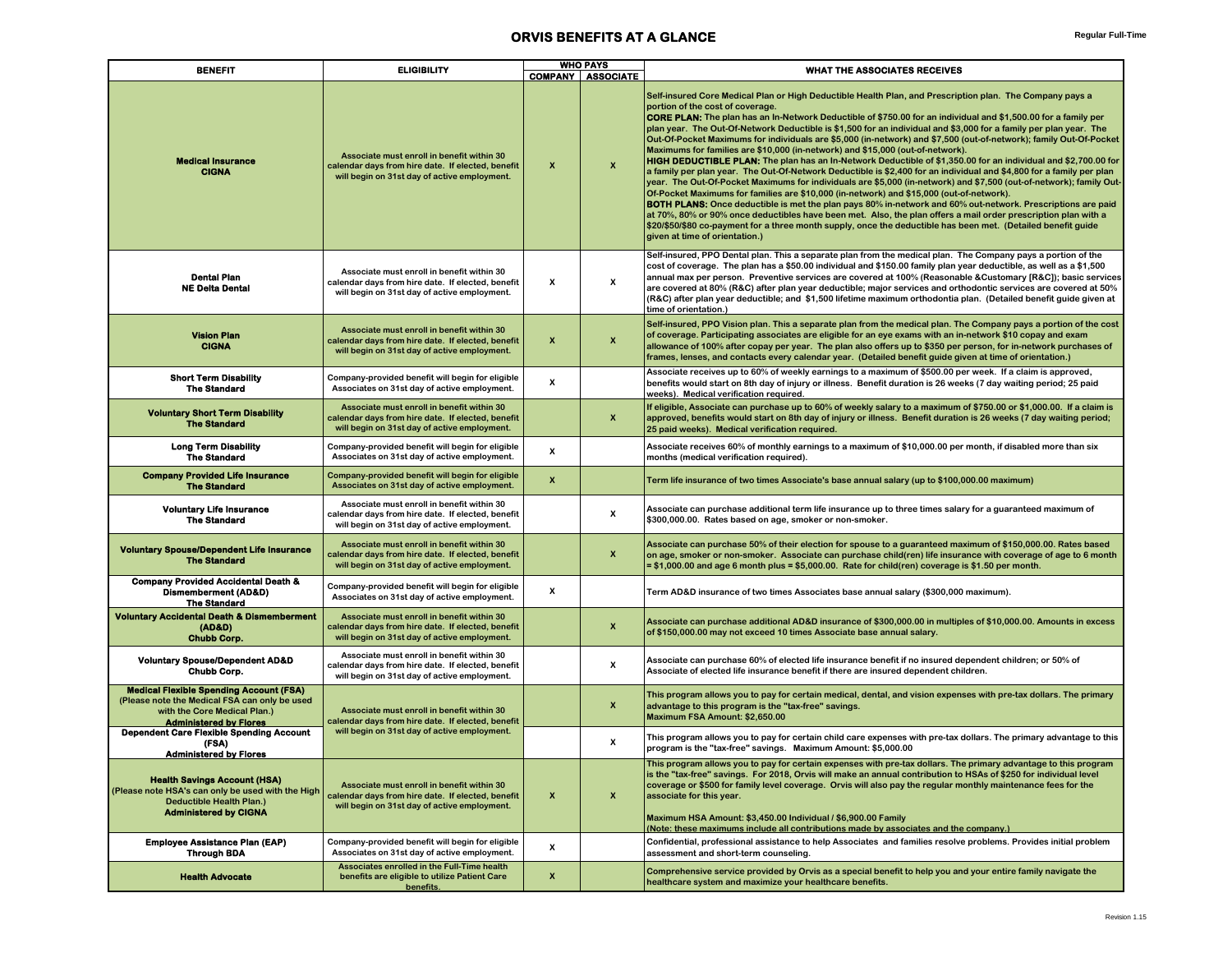# ORVIS BENEFITS AT A GLANCE

Regular Full-Time

| BENEFIT | ELIGIBILITY | WHO PAYS | | WHAT THE ASSOCIATES RECEIVES |
|---|---|---|---|---|
| | | COMPANY | ASSOCIATE | |
| **Medical Insurance CIGNA** | Associate must enroll in benefit within 30 calendar days from hire date. If elected, benefit will begin on 31st day of active employment. | X | X | Self-insured Core Medical Plan or High Deductible Health Plan, and Prescription plan. The Company pays a portion of the cost of coverage. **CORE PLAN:** The plan has an In-Network Deductible of $750.00 for an individual and $1,500.00 for a family per plan year. The Out-Of-Network Deductible is $1,500 for an individual and $3,000 for a family per plan year. The Out-Of-Pocket Maximums for individuals are $5,000 (in-network) and $7,500 (out-of-network); family Out-Of-Pocket Maximums for families are $10,000 (in-network) and $15,000 (out-of-network). **HIGH DEDUCTIBLE PLAN:** The plan has an In-Network Deductible of $1,350.00 for an individual and $2,700.00 for a family per plan year. The Out-Of-Network Deductible is $2,400 for an individual and $4,800 for a family per plan year. The Out-Of-Pocket Maximums for individuals are $5,000 (in-network) and $7,500 (out-of-network); family Out-Of-Pocket Maximums for families are $10,000 (in-network) and $15,000 (out-of-network). **BOTH PLANS:** Once deductible is met the plan pays 80% in-network and 60% out-network. Prescriptions are paid at 70%, 80% or 90% once deductibles have been met. Also, the plan offers a mail order prescription plan with a $20/$50/$80 co-payment for a three month supply, once the deductible has been met. (Detailed benefit guide given at time of orientation.) |
| **Dental Plan NE Delta Dental** | Associate must enroll in benefit within 30 calendar days from hire date. If elected, benefit will begin on 31st day of active employment. | X | X | Self-insured, PPO Dental plan. This a separate plan from the medical plan. The Company pays a portion of the cost of coverage. The plan has a $50.00 individual and $150.00 family plan year deductible, as well as a $1,500 annual max per person. Preventive services are covered at 100% (Reasonable &Customary [R&C]); basic services are covered at 80% (R&C) after plan year deductible; major services and orthodontic services are covered at 50% (R&C) after plan year deductible; and $1,500 lifetime maximum orthodontia plan. (Detailed benefit guide given at time of orientation.) |
| **Vision Plan CIGNA** | Associate must enroll in benefit within 30 calendar days from hire date. If elected, benefit will begin on 31st day of active employment. | X | X | Self-insured, PPO Vision plan. This a separate plan from the medical plan. The Company pays a portion of the cost of coverage. Participating associates are eligible for an eye exams with an in-network $10 copay and exam allowance of 100% after copay per year. The plan also offers up to $350 per person, for in-network purchases of frames, lenses, and contacts every calendar year. (Detailed benefit guide given at time of orientation.) |
| **Short Term Disability The Standard** | Company-provided benefit will begin for eligible Associates on 31st day of active employment. | X | | Associate receives up to 60% of weekly earnings to a maximum of $500.00 per week. If a claim is approved, benefits would start on 8th day of injury or illness. Benefit duration is 26 weeks (7 day waiting period; 25 paid weeks). Medical verification required. |
| **Voluntary Short Term Disability The Standard** | Associate must enroll in benefit within 30 calendar days from hire date. If elected, benefit will begin on 31st day of active employment. | | X | If eligible, Associate can purchase up to 60% of weekly salary to a maximum of $750.00 or $1,000.00. If a claim is approved, benefits would start on 8th day of injury or illness. Benefit duration is 26 weeks (7 day waiting period; 25 paid weeks). Medical verification required. |
| **Long Term Disability The Standard** | Company-provided benefit will begin for eligible Associates on 31st day of active employment. | X | | Associate receives 60% of monthly earnings to a maximum of $10,000.00 per month, if disabled more than six months (medical verification required). |
| **Company Provided Life Insurance The Standard** | Company-provided benefit will begin for eligible Associates on 31st day of active employment. | X | | Term life insurance of two times Associate's base annual salary (up to $100,000.00 maximum) |
| **Voluntary Life Insurance The Standard** | Associate must enroll in benefit within 30 calendar days from hire date. If elected, benefit will begin on 31st day of active employment. | | X | Associate can purchase additional term life insurance up to three times salary for a guaranteed maximum of $300,000.00. Rates based on age, smoker or non-smoker. |
| **Voluntary Spouse/Dependent Life Insurance The Standard** | Associate must enroll in benefit within 30 calendar days from hire date. If elected, benefit will begin on 31st day of active employment. | | X | Associate can purchase 50% of their election for spouse to a guaranteed maximum of $150,000.00. Rates based on age, smoker or non-smoker. Associate can purchase child(ren) life insurance with coverage of age to 6 month = $1,000.00 and age 6 month plus = $5,000.00. Rate for child(ren) coverage is $1.50 per month. |
| **Company Provided Accidental Death & Dismemberment (AD&D) The Standard** | Company-provided benefit will begin for eligible Associates on 31st day of active employment. | X | | Term AD&D insurance of two times Associates base annual salary ($300,000 maximum). |
| **Voluntary Accidental Death & Dismemberment (AD&D) Chubb Corp.** | Associate must enroll in benefit within 30 calendar days from hire date. If elected, benefit will begin on 31st day of active employment. | | X | Associate can purchase additional AD&D insurance of $300,000.00 in multiples of $10,000.00. Amounts in excess of $150,000.00 may not exceed 10 times Associate base annual salary. |
| **Voluntary Spouse/Dependent AD&D Chubb Corp.** | Associate must enroll in benefit within 30 calendar days from hire date. If elected, benefit will begin on 31st day of active employment. | | X | Associate can purchase 60% of elected life insurance benefit if no insured dependent children; or 50% of Associate of elected life insurance benefit if there are insured dependent children. |
| **Medical Flexible Spending Account (FSA)** (Please note the Medical FSA can only be used with the Core Medical Plan.) **Administered by Flores** | Associate must enroll in benefit within 30 calendar days from hire date. If elected, benefit will begin on 31st day of active employment. | | X | This program allows you to pay for certain medical, dental, and vision expenses with pre-tax dollars. The primary advantage to this program is the "tax-free" savings. Maximum FSA Amount: $2,650.00 |
| **Dependent Care Flexible Spending Account (FSA) Administered by Flores** | | | X | This program allows you to pay for certain child care expenses with pre-tax dollars. The primary advantage to this program is the "tax-free" savings. Maximum Amount: $5,000.00 |
| **Health Savings Account (HSA)** (Please note HSA's can only be used with the High Deductible Health Plan.) **Administered by CIGNA** | Associate must enroll in benefit within 30 calendar days from hire date. If elected, benefit will begin on 31st day of active employment. | X | X | This program allows you to pay for certain expenses with pre-tax dollars. The primary advantage to this program is the "tax-free" savings. For 2018, Orvis will make an annual contribution to HSAs of $250 for individual level coverage or $500 for family level coverage. Orvis will also pay the regular monthly maintenance fees for the associate for this year. Maximum HSA Amount: $3,450.00 Individual / $6,900.00 Family (Note: these maximums include all contributions made by associates and the company.) |
| **Employee Assistance Plan (EAP) Through BDA** | Company-provided benefit will begin for eligible Associates on 31st day of active employment. | X | | Confidential, professional assistance to help Associates and families resolve problems. Provides initial problem assessment and short-term counseling. |
| **Health Advocate** | Associates enrolled in the Full-Time health benefits are eligible to utilize Patient Care benefits. | X | | Comprehensive service provided by Orvis as a special benefit to help you and your entire family navigate the healthcare system and maximize your healthcare benefits. |

Revision 1.15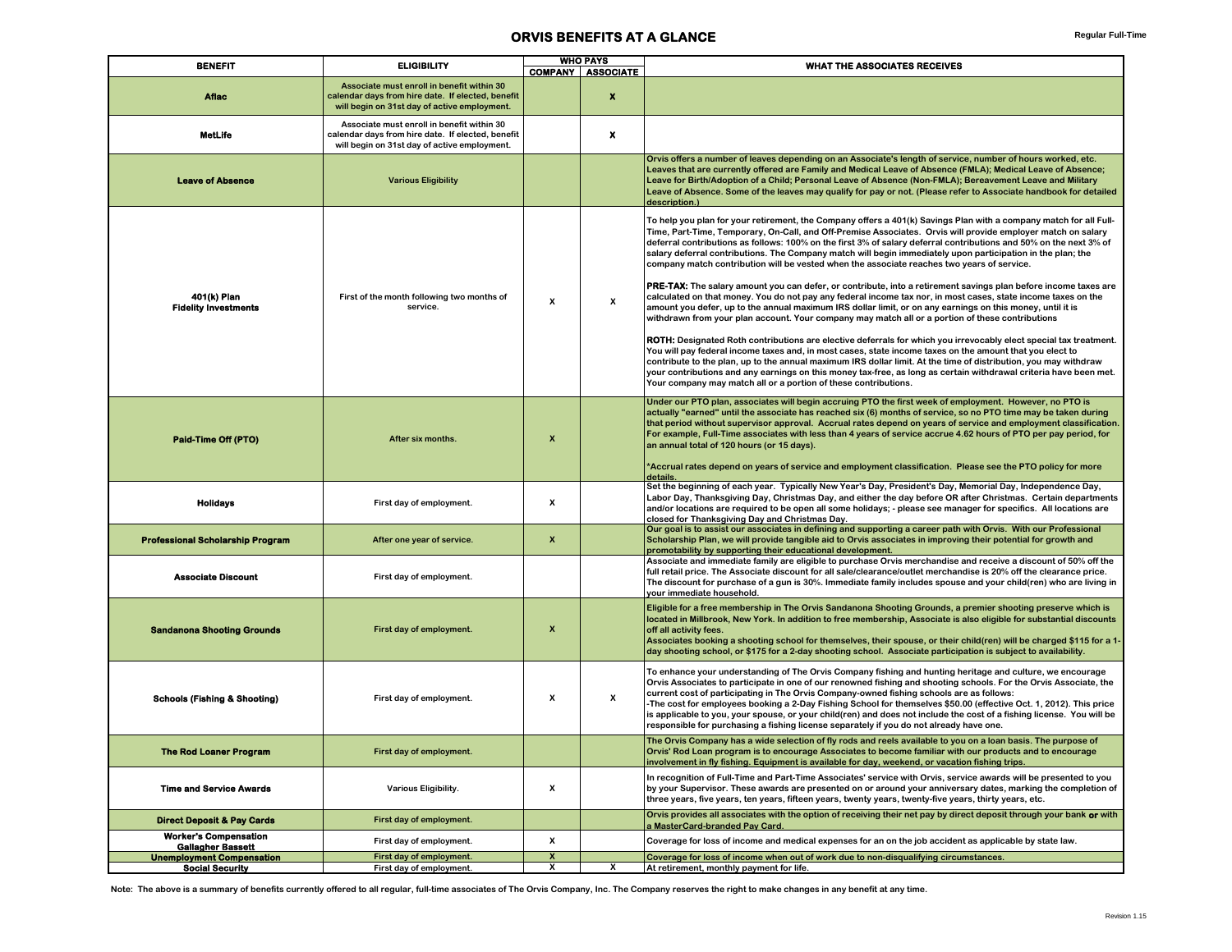# ORVIS BENEFITS AT A GLANCE

Regular Full-Time

| BENEFIT | ELIGIBILITY | WHO PAYS | | WHAT THE ASSOCIATES RECEIVES |
|---|---|---|---|---|
| | | COMPANY | ASSOCIATE | |
| **Aflac** | Associate must enroll in benefit within 30 calendar days from hire date. If elected, benefit will begin on 31st day of active employment. | | X | |
| **MetLife** | Associate must enroll in benefit within 30 calendar days from hire date. If elected, benefit will begin on 31st day of active employment. | | X | |
| **Leave of Absence** | Various Eligibility | | | Orvis offers a number of leaves depending on an Associate's length of service, number of hours worked, etc. Leaves that are currently offered are Family and Medical Leave of Absence (FMLA); Medical Leave of Absence; Leave for Birth/Adoption of a Child; Personal Leave of Absence (Non-FMLA); Bereavement Leave and Military Leave of Absence. Some of the leaves may qualify for pay or not. (Please refer to Associate handbook for detailed description.) |
| **401(k) Plan Fidelity Investments** | First of the month following two months of service. | X | X | To help you plan for your retirement, the Company offers a 401(k) Savings Plan with a company match for all Full-Time, Part-Time, Temporary, On-Call, and Off-Premise Associates. Orvis will provide employer match on salary deferral contributions as follows: 100% on the first 3% of salary deferral contributions and 50% on the next 3% of salary deferral contributions. The Company match will begin immediately upon participation in the plan; the company match contribution will be vested when the associate reaches two years of service. <br><br> **PRE-TAX:** The salary amount you can defer, or contribute, into a retirement savings plan before income taxes are calculated on that money. You do not pay any federal income tax nor, in most cases, state income taxes on the amount you defer, up to the annual maximum IRS dollar limit, or on any earnings on this money, until it is withdrawn from your plan account. Your company may match all or a portion of these contributions <br><br> **ROTH:** Designated Roth contributions are elective deferrals for which you irrevocably elect special tax treatment. You will pay federal income taxes and, in most cases, state income taxes on the amount that you elect to contribute to the plan, up to the annual maximum IRS dollar limit. At the time of distribution, you may withdraw your contributions and any earnings on this money tax-free, as long as certain withdrawal criteria have been met. Your company may match all or a portion of these contributions. |
| **Paid-Time Off (PTO)** | After six months. | X | | Under our PTO plan, associates will begin accruing PTO the first week of employment. However, no PTO is actually "earned" until the associate has reached six (6) months of service, so no PTO time may be taken during that period without supervisor approval. Accrual rates depend on years of service and employment classification. For example, Full-Time associates with less than 4 years of service accrue 4.62 hours of PTO per pay period, for an annual total of 120 hours (or 15 days). <br><br> *Accrual rates depend on years of service and employment classification. Please see the PTO policy for more details. |
| **Holidays** | First day of employment. | X | | Set the beginning of each year. Typically New Year's Day, President's Day, Memorial Day, Independence Day, Labor Day, Thanksgiving Day, Christmas Day, and either the day before OR after Christmas. Certain departments and/or locations are required to be open all some holidays; - please see manager for specifics. All locations are closed for Thanksgiving Day and Christmas Day. |
| **Professional Scholarship Program** | After one year of service. | X | | Our goal is to assist our associates in defining and supporting a career path with Orvis. With our Professional Scholarship Plan, we will provide tangible aid to Orvis associates in improving their potential for growth and promotability by supporting their educational development. |
| **Associate Discount** | First day of employment. | | | Associate and immediate family are eligible to purchase Orvis merchandise and receive a discount of 50% off the full retail price. The Associate discount for all sale/clearance/outlet merchandise is 20% off the clearance price. The discount for purchase of a gun is 30%. Immediate family includes spouse and your child(ren) who are living in your immediate household. |
| **Sandanona Shooting Grounds** | First day of employment. | X | | Eligible for a free membership in The Orvis Sandanona Shooting Grounds, a premier shooting preserve which is located in Millbrook, New York. In addition to free membership, Associate is also eligible for substantial discounts off all activity fees. <br> Associates booking a shooting school for themselves, their spouse, or their child(ren) will be charged $115 for a 1-day shooting school, or $175 for a 2-day shooting school. Associate participation is subject to availability. |
| **Schools (Fishing & Shooting)** | First day of employment. | X | X | To enhance your understanding of The Orvis Company fishing and hunting heritage and culture, we encourage Orvis Associates to participate in one of our renowned fishing and shooting schools. For the Orvis Associate, the current cost of participating in The Orvis Company-owned fishing schools are as follows: <br> -The cost for employees booking a 2-Day Fishing School for themselves $50.00 (effective Oct. 1, 2012). This price is applicable to you, your spouse, or your child(ren) and does not include the cost of a fishing license. You will be responsible for purchasing a fishing license separately if you do not already have one. |
| **The Rod Loaner Program** | First day of employment. | | | The Orvis Company has a wide selection of fly rods and reels available to you on a loan basis. The purpose of Orvis' Rod Loan program is to encourage Associates to become familiar with our products and to encourage involvement in fly fishing. Equipment is available for day, weekend, or vacation fishing trips. |
| **Time and Service Awards** | Various Eligibility. | X | | In recognition of Full-Time and Part-Time Associates' service with Orvis, service awards will be presented to you by your Supervisor. These awards are presented on or around your anniversary dates, marking the completion of three years, five years, ten years, fifteen years, twenty years, twenty-five years, thirty years, etc. |
| **Direct Deposit & Pay Cards** | First day of employment. | | | Orvis provides all associates with the option of receiving their net pay by direct deposit through your bank **or** with a MasterCard-branded Pay Card. |
| **Worker's Compensation Gallagher Bassett** | First day of employment. | X | | Coverage for loss of income and medical expenses for an on the job accident as applicable by state law. |
| **Unemployment Compensation** | First day of employment. | X | | Coverage for loss of income when out of work due to non-disqualifying circumstances. |
| **Social Security** | First day of employment. | X | X | At retirement, monthly payment for life. |

Note: The above is a summary of benefits currently offered to all regular, full-time associates of The Orvis Company, Inc. The Company reserves the right to make changes in any benefit at any time.

Revision 1.15